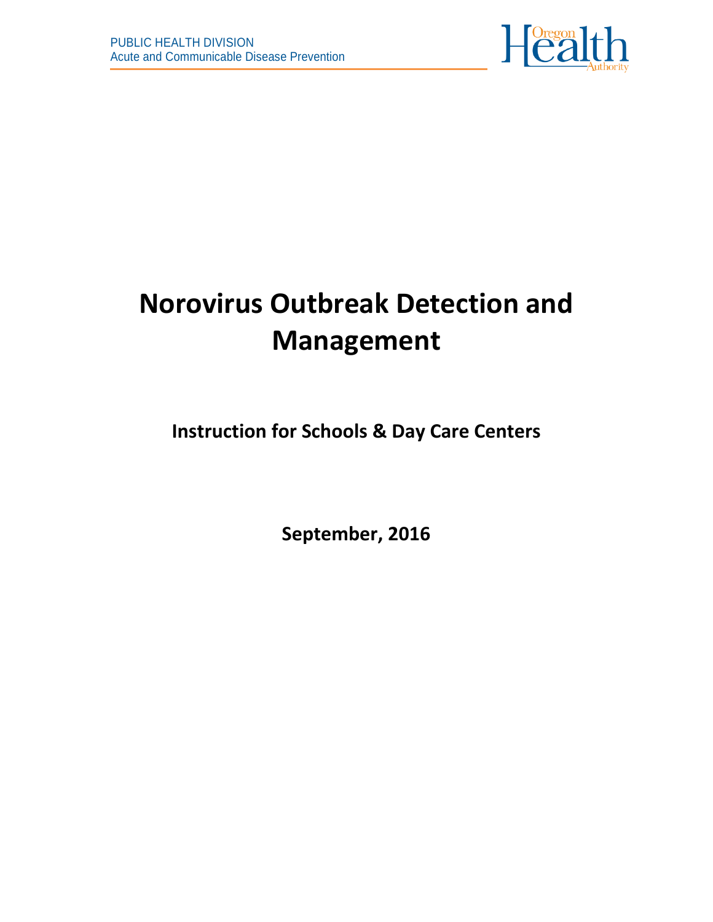PUBLIC HEALTH DIVISION
Acute and Communicable Disease Prevention

# Norovirus Outbreak Detection and Management

## Instruction for Schools & Day Care Centers

**September, 2016**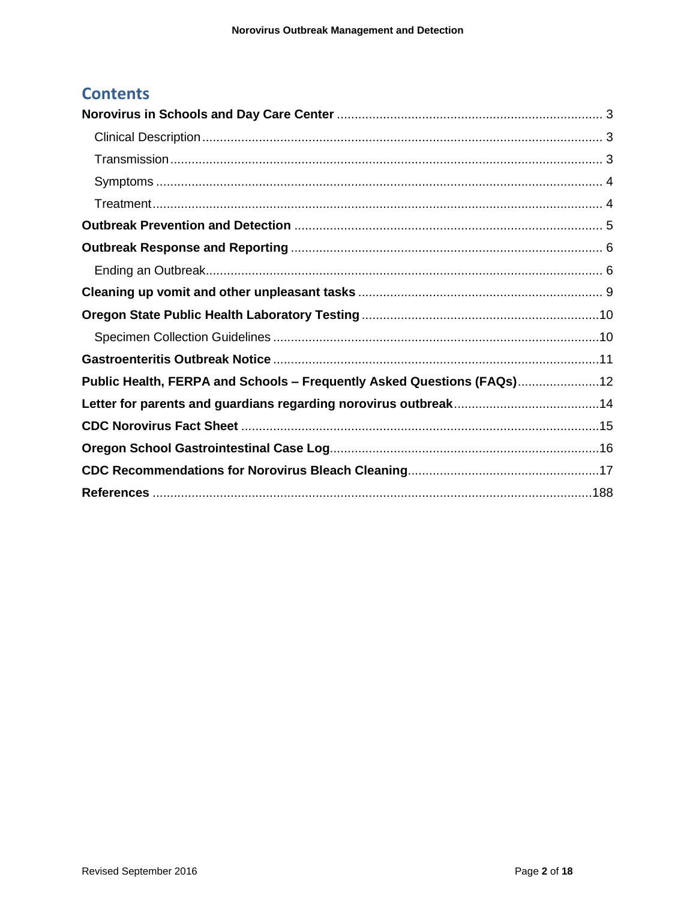# Contents

**Norovirus in Schools and Day Care Center** .......... 3

- Clinical Description .......... 3
- Transmission .......... 3
- Symptoms .......... 4
- Treatment .......... 4

**Outbreak Prevention and Detection** .......... 5

**Outbreak Response and Reporting** .......... 6

- Ending an Outbreak .......... 6

**Cleaning up vomit and other unpleasant tasks** .......... 9

**Oregon State Public Health Laboratory Testing** .......... 10

- Specimen Collection Guidelines .......... 10

**Gastroenteritis Outbreak Notice** .......... 11

**Public Health, FERPA and Schools – Frequently Asked Questions (FAQs)** .......... 12

**Letter for parents and guardians regarding norovirus outbreak** .......... 14

**CDC Norovirus Fact Sheet** .......... 15

**Oregon School Gastrointestinal Case Log** .......... 16

**CDC Recommendations for Norovirus Bleach Cleaning** .......... 17

**References** .......... 188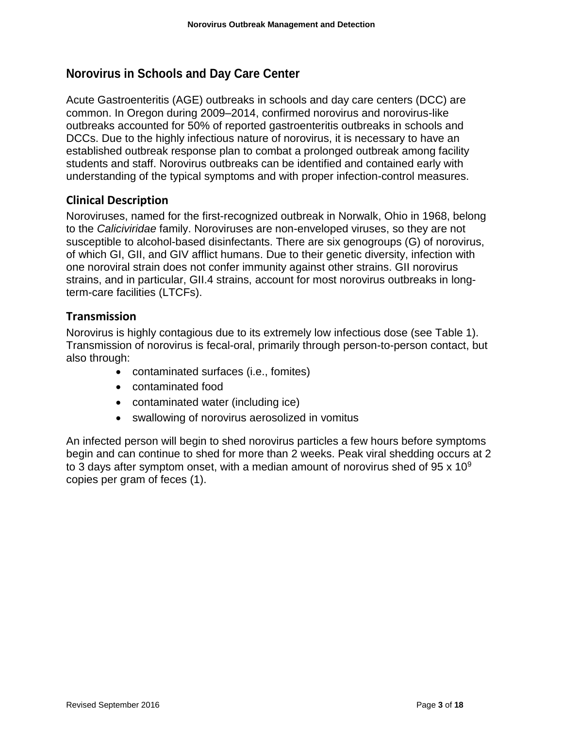## Norovirus in Schools and Day Care Center

Acute Gastroenteritis (AGE) outbreaks in schools and day care centers (DCC) are common. In Oregon during 2009–2014, confirmed norovirus and norovirus-like outbreaks accounted for 50% of reported gastroenteritis outbreaks in schools and DCCs. Due to the highly infectious nature of norovirus, it is necessary to have an established outbreak response plan to combat a prolonged outbreak among facility students and staff. Norovirus outbreaks can be identified and contained early with understanding of the typical symptoms and with proper infection-control measures.

### Clinical Description

Noroviruses, named for the first-recognized outbreak in Norwalk, Ohio in 1968, belong to the *Caliciviridae* family. Noroviruses are non-enveloped viruses, so they are not susceptible to alcohol-based disinfectants. There are six genogroups (G) of norovirus, of which GI, GII, and GIV afflict humans. Due to their genetic diversity, infection with one noroviral strain does not confer immunity against other strains. GII norovirus strains, and in particular, GII.4 strains, account for most norovirus outbreaks in long-term-care facilities (LTCFs).

### Transmission

Norovirus is highly contagious due to its extremely low infectious dose (see Table 1). Transmission of norovirus is fecal-oral, primarily through person-to-person contact, but also through:

- contaminated surfaces (i.e., fomites)
- contaminated food
- contaminated water (including ice)
- swallowing of norovirus aerosolized in vomitus

An infected person will begin to shed norovirus particles a few hours before symptoms begin and can continue to shed for more than 2 weeks. Peak viral shedding occurs at 2 to 3 days after symptom onset, with a median amount of norovirus shed of $95 \times 10^9$ copies per gram of feces (1).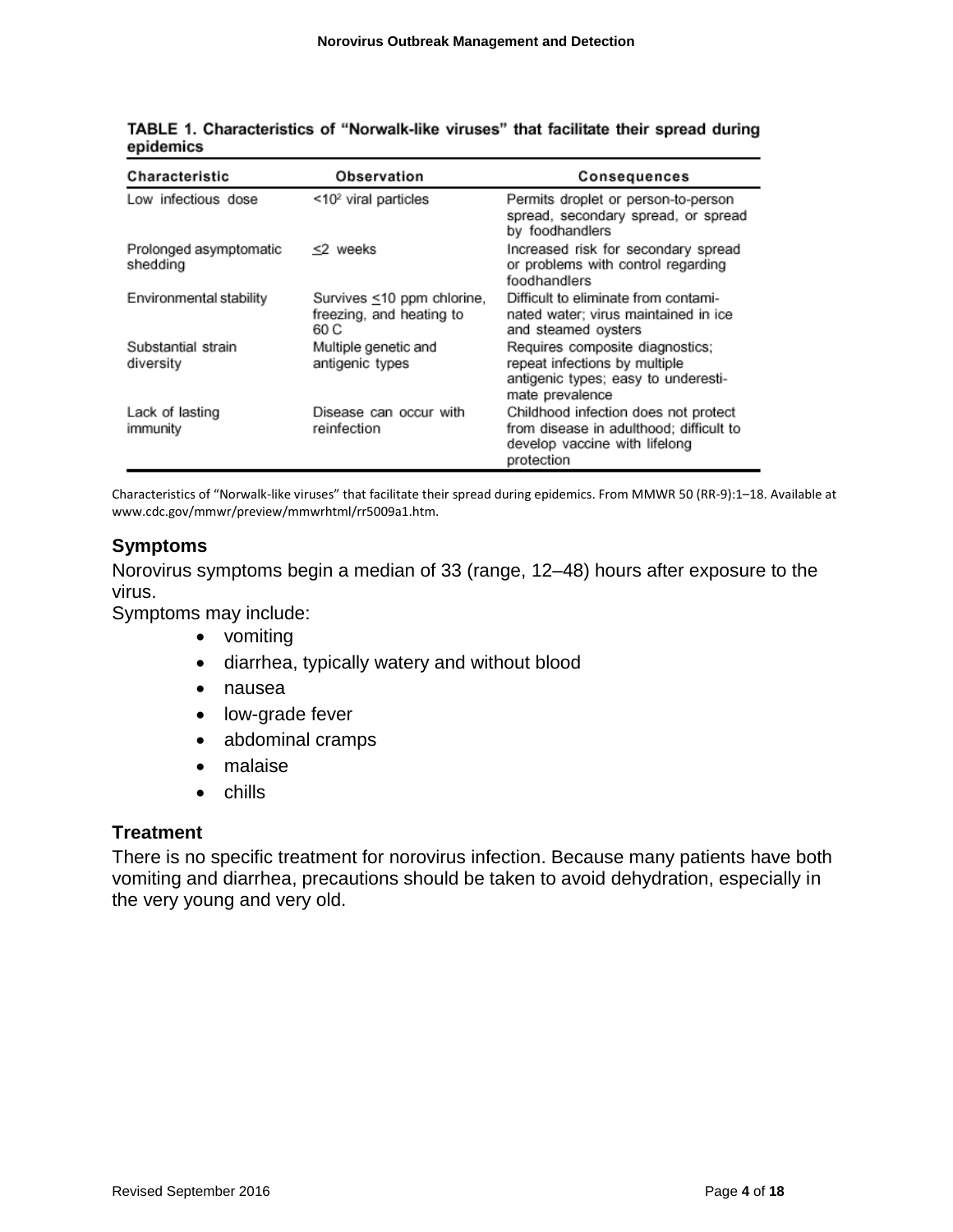**TABLE 1. Characteristics of "Norwalk-like viruses" that facilitate their spread during epidemics**

| Characteristic | Observation | Consequences |
| --- | --- | --- |
| Low infectious dose | $<10^2$ viral particles | Permits droplet or person-to-person spread, secondary spread, or spread by foodhandlers |
| Prolonged asymptomatic shedding | $\leq$2 weeks | Increased risk for secondary spread or problems with control regarding foodhandlers |
| Environmental stability | Survives $\leq$10 ppm chlorine, freezing, and heating to 60 C | Difficult to eliminate from contaminated water; virus maintained in ice and steamed oysters |
| Substantial strain diversity | Multiple genetic and antigenic types | Requires composite diagnostics; repeat infections by multiple antigenic types; easy to underestimate prevalence |
| Lack of lasting immunity | Disease can occur with reinfection | Childhood infection does not protect from disease in adulthood; difficult to develop vaccine with lifelong protection |

Characteristics of "Norwalk-like viruses" that facilitate their spread during epidemics. From MMWR 50 (RR-9):1–18. Available at www.cdc.gov/mmwr/preview/mmwrhtml/rr5009a1.htm.

## Symptoms

Norovirus symptoms begin a median of 33 (range, 12–48) hours after exposure to the virus.

Symptoms may include:

- vomiting
- diarrhea, typically watery and without blood
- nausea
- low-grade fever
- abdominal cramps
- malaise
- chills

## Treatment

There is no specific treatment for norovirus infection. Because many patients have both vomiting and diarrhea, precautions should be taken to avoid dehydration, especially in the very young and very old.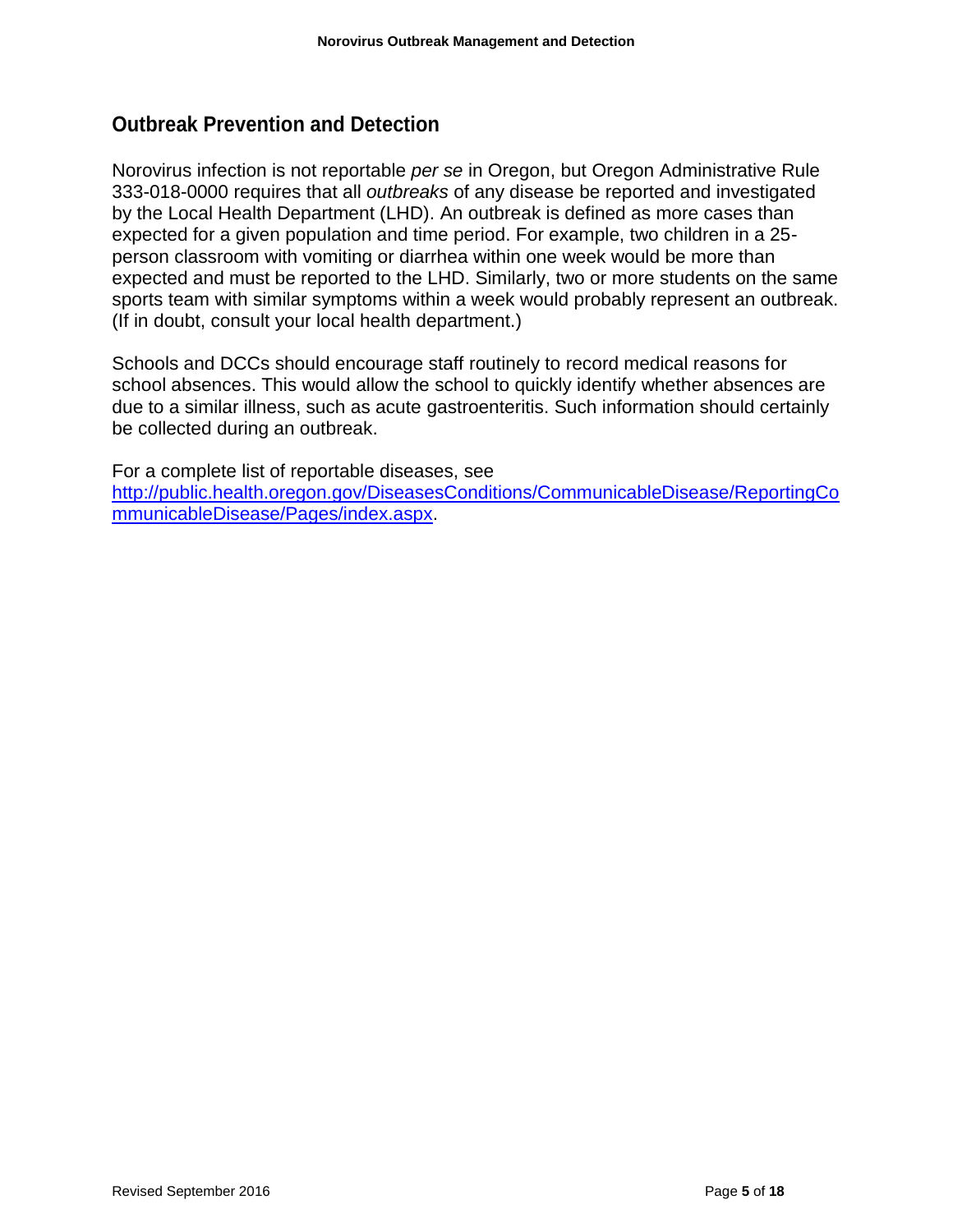## Outbreak Prevention and Detection

Norovirus infection is not reportable *per se* in Oregon, but Oregon Administrative Rule 333-018-0000 requires that all *outbreaks* of any disease be reported and investigated by the Local Health Department (LHD). An outbreak is defined as more cases than expected for a given population and time period. For example, two children in a 25-person classroom with vomiting or diarrhea within one week would be more than expected and must be reported to the LHD. Similarly, two or more students on the same sports team with similar symptoms within a week would probably represent an outbreak. (If in doubt, consult your local health department.)

Schools and DCCs should encourage staff routinely to record medical reasons for school absences. This would allow the school to quickly identify whether absences are due to a similar illness, such as acute gastroenteritis. Such information should certainly be collected during an outbreak.

For a complete list of reportable diseases, see [http://public.health.oregon.gov/DiseasesConditions/CommunicableDisease/ReportingCommunicableDisease/Pages/index.aspx](http://public.health.oregon.gov/DiseasesConditions/CommunicableDisease/ReportingCommunicableDisease/Pages/index.aspx).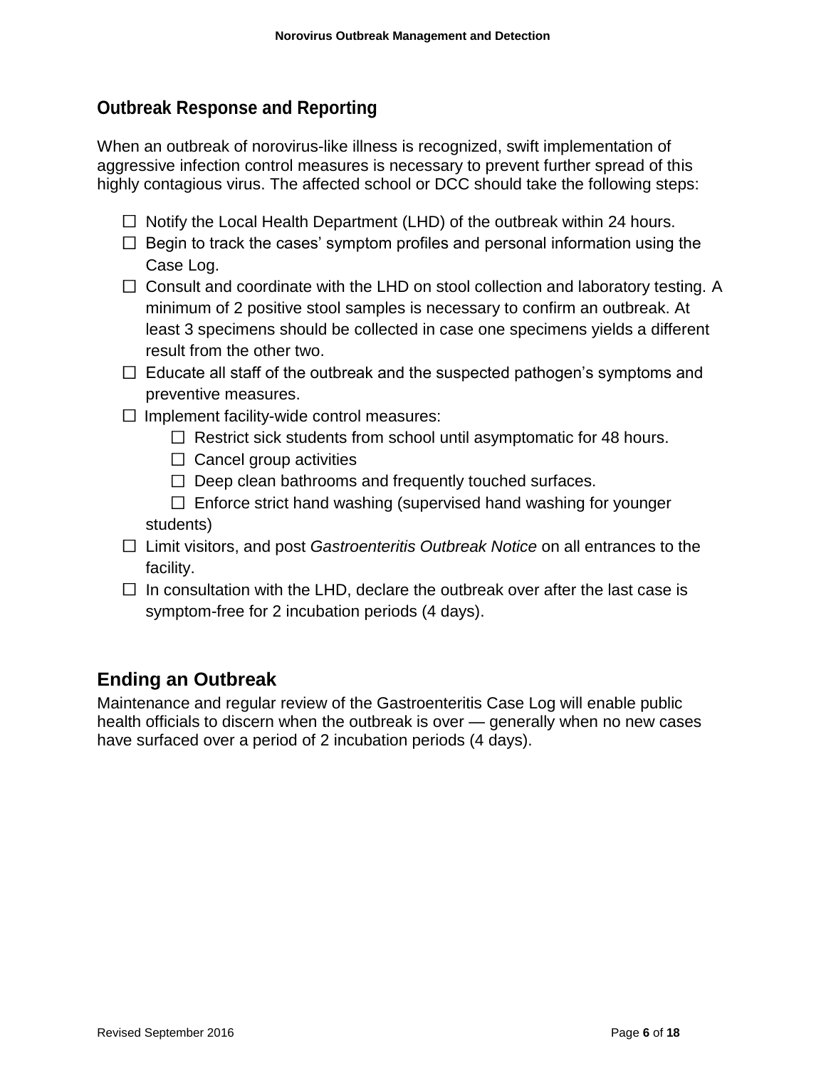## Outbreak Response and Reporting

When an outbreak of norovirus-like illness is recognized, swift implementation of aggressive infection control measures is necessary to prevent further spread of this highly contagious virus. The affected school or DCC should take the following steps:

- ☐ Notify the Local Health Department (LHD) of the outbreak within 24 hours.
- ☐ Begin to track the cases' symptom profiles and personal information using the Case Log.
- ☐ Consult and coordinate with the LHD on stool collection and laboratory testing. A minimum of 2 positive stool samples is necessary to confirm an outbreak. At least 3 specimens should be collected in case one specimens yields a different result from the other two.
- ☐ Educate all staff of the outbreak and the suspected pathogen's symptoms and preventive measures.
- ☐ Implement facility-wide control measures:
  - ☐ Restrict sick students from school until asymptomatic for 48 hours.
  - ☐ Cancel group activities
  - ☐ Deep clean bathrooms and frequently touched surfaces.
  - ☐ Enforce strict hand washing (supervised hand washing for younger students)
- ☐ Limit visitors, and post *Gastroenteritis Outbreak Notice* on all entrances to the facility.
- ☐ In consultation with the LHD, declare the outbreak over after the last case is symptom-free for 2 incubation periods (4 days).

## Ending an Outbreak

Maintenance and regular review of the Gastroenteritis Case Log will enable public health officials to discern when the outbreak is over — generally when no new cases have surfaced over a period of 2 incubation periods (4 days).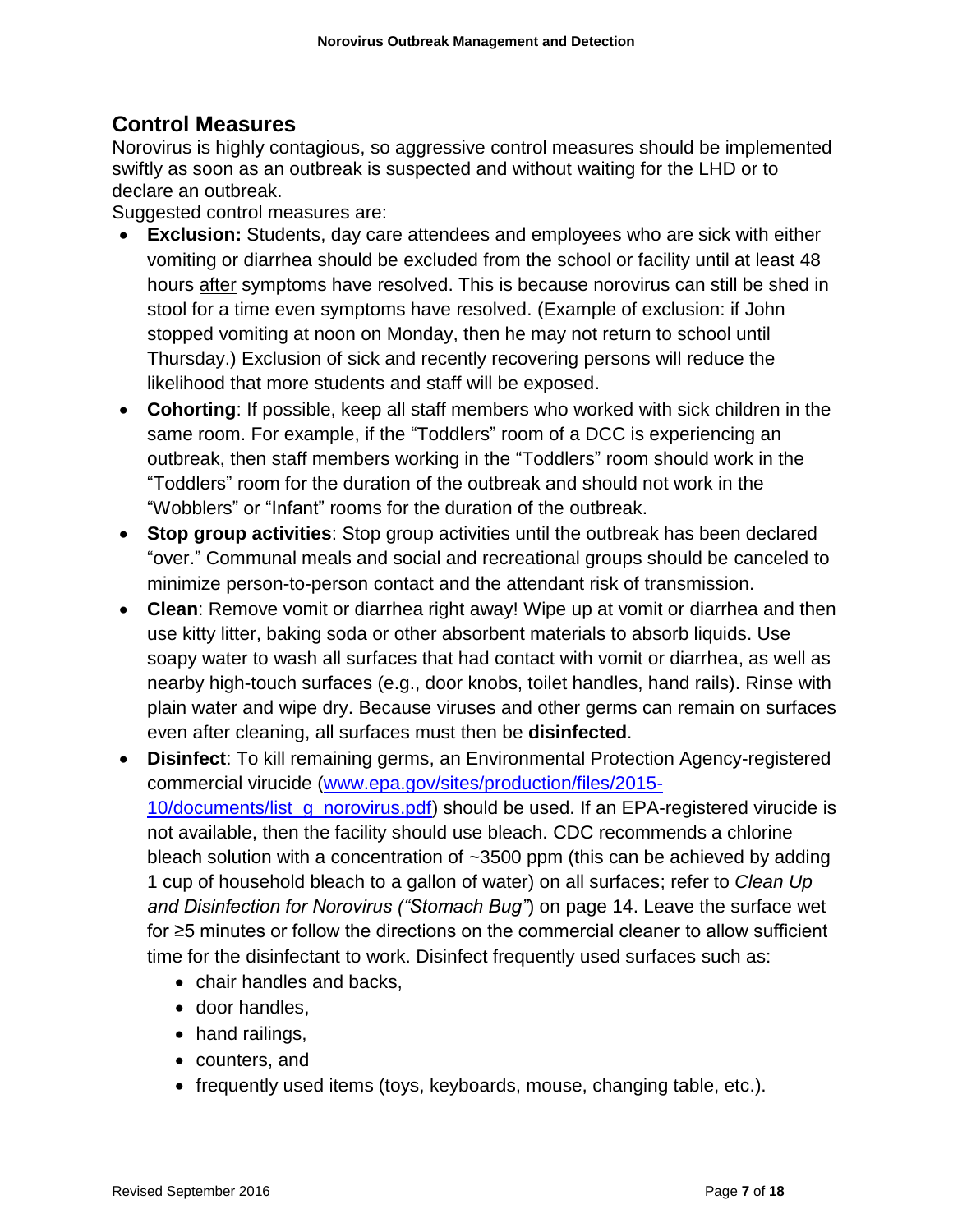## Control Measures

Norovirus is highly contagious, so aggressive control measures should be implemented swiftly as soon as an outbreak is suspected and without waiting for the LHD or to declare an outbreak.

Suggested control measures are:

- **Exclusion:** Students, day care attendees and employees who are sick with either vomiting or diarrhea should be excluded from the school or facility until at least 48 hours after symptoms have resolved. This is because norovirus can still be shed in stool for a time even symptoms have resolved. (Example of exclusion: if John stopped vomiting at noon on Monday, then he may not return to school until Thursday.) Exclusion of sick and recently recovering persons will reduce the likelihood that more students and staff will be exposed.
- **Cohorting**: If possible, keep all staff members who worked with sick children in the same room. For example, if the "Toddlers" room of a DCC is experiencing an outbreak, then staff members working in the "Toddlers" room should work in the "Toddlers" room for the duration of the outbreak and should not work in the "Wobblers" or "Infant" rooms for the duration of the outbreak.
- **Stop group activities**: Stop group activities until the outbreak has been declared "over." Communal meals and social and recreational groups should be canceled to minimize person-to-person contact and the attendant risk of transmission.
- **Clean**: Remove vomit or diarrhea right away! Wipe up at vomit or diarrhea and then use kitty litter, baking soda or other absorbent materials to absorb liquids. Use soapy water to wash all surfaces that had contact with vomit or diarrhea, as well as nearby high-touch surfaces (e.g., door knobs, toilet handles, hand rails). Rinse with plain water and wipe dry. Because viruses and other germs can remain on surfaces even after cleaning, all surfaces must then be **disinfected**.
- **Disinfect**: To kill remaining germs, an Environmental Protection Agency-registered commercial virucide ([www.epa.gov/sites/production/files/2015-10/documents/list_g_norovirus.pdf](www.epa.gov/sites/production/files/2015-10/documents/list_g_norovirus.pdf)) should be used. If an EPA-registered virucide is not available, then the facility should use bleach. CDC recommends a chlorine bleach solution with a concentration of ~3500 ppm (this can be achieved by adding 1 cup of household bleach to a gallon of water) on all surfaces; refer to *Clean Up and Disinfection for Norovirus ("Stomach Bug")* on page 14. Leave the surface wet for ≥5 minutes or follow the directions on the commercial cleaner to allow sufficient time for the disinfectant to work. Disinfect frequently used surfaces such as:
    - chair handles and backs,
    - door handles,
    - hand railings,
    - counters, and
    - frequently used items (toys, keyboards, mouse, changing table, etc.).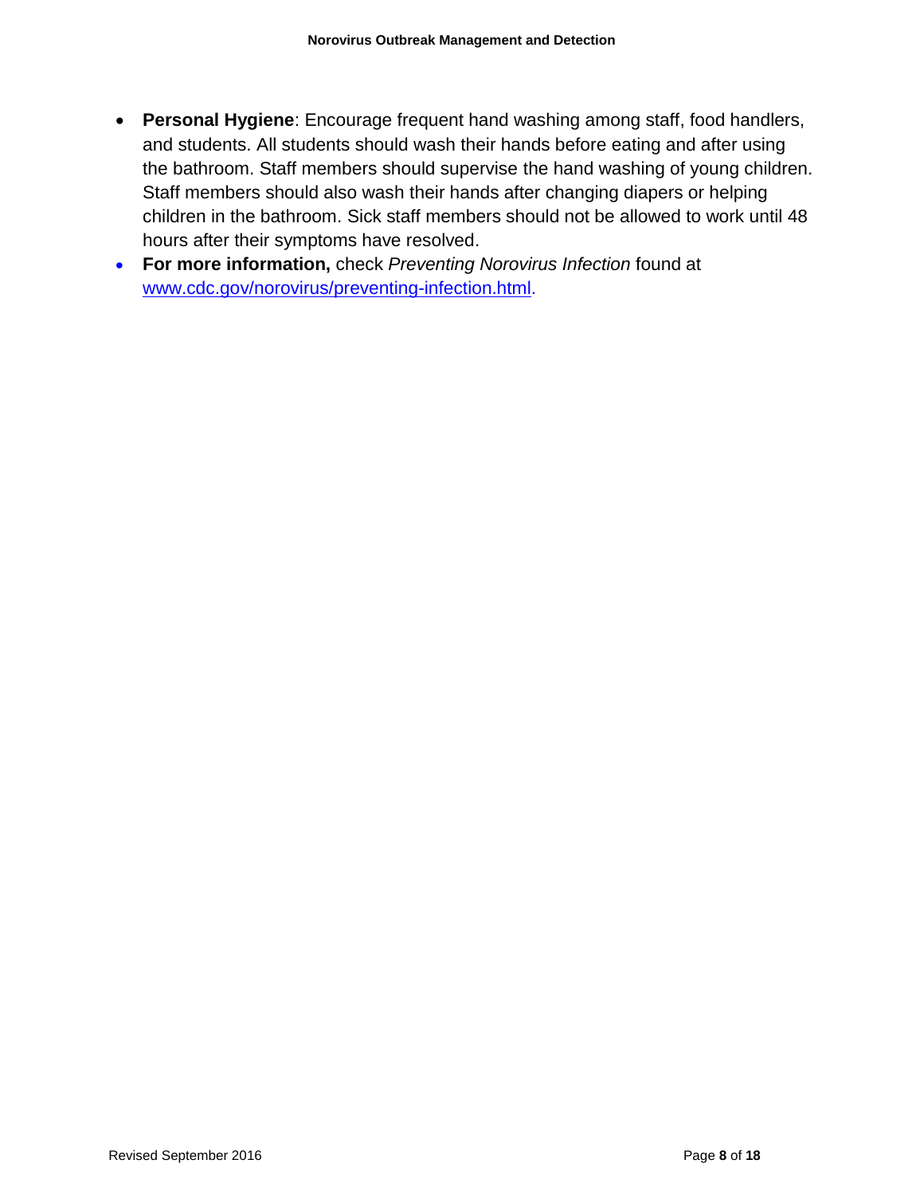- **Personal Hygiene**: Encourage frequent hand washing among staff, food handlers, and students. All students should wash their hands before eating and after using the bathroom. Staff members should supervise the hand washing of young children. Staff members should also wash their hands after changing diapers or helping children in the bathroom. Sick staff members should not be allowed to work until 48 hours after their symptoms have resolved.
- **For more information,** check *Preventing Norovirus Infection* found at www.cdc.gov/norovirus/preventing-infection.html.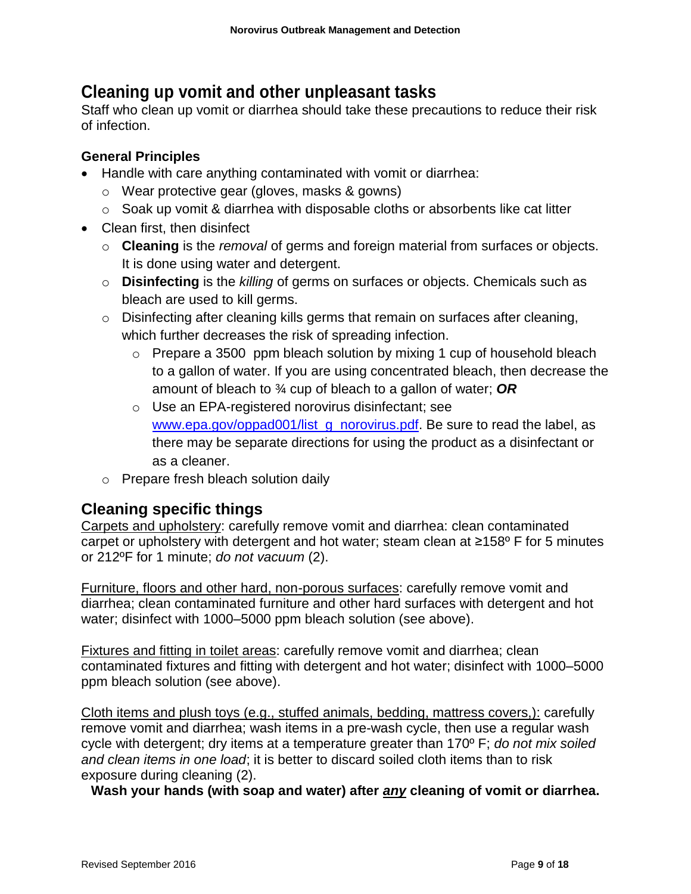## Cleaning up vomit and other unpleasant tasks

Staff who clean up vomit or diarrhea should take these precautions to reduce their risk of infection.

### General Principles

- Handle with care anything contaminated with vomit or diarrhea:
  - Wear protective gear (gloves, masks & gowns)
  - Soak up vomit & diarrhea with disposable cloths or absorbents like cat litter
- Clean first, then disinfect
  - **Cleaning** is the *removal* of germs and foreign material from surfaces or objects. It is done using water and detergent.
  - **Disinfecting** is the *killing* of germs on surfaces or objects. Chemicals such as bleach are used to kill germs.
  - Disinfecting after cleaning kills germs that remain on surfaces after cleaning, which further decreases the risk of spreading infection.
    - Prepare a 3500 ppm bleach solution by mixing 1 cup of household bleach to a gallon of water. If you are using concentrated bleach, then decrease the amount of bleach to ¾ cup of bleach to a gallon of water; ***OR***
    - Use an EPA-registered norovirus disinfectant; see [www.epa.gov/oppad001/list_g_norovirus.pdf](www.epa.gov/oppad001/list_g_norovirus.pdf). Be sure to read the label, as there may be separate directions for using the product as a disinfectant or as a cleaner.
  - Prepare fresh bleach solution daily

## Cleaning specific things

Carpets and upholstery: carefully remove vomit and diarrhea: clean contaminated carpet or upholstery with detergent and hot water; steam clean at ≥158º F for 5 minutes or 212ºF for 1 minute; *do not vacuum* (2).

Furniture, floors and other hard, non-porous surfaces: carefully remove vomit and diarrhea; clean contaminated furniture and other hard surfaces with detergent and hot water; disinfect with 1000–5000 ppm bleach solution (see above).

Fixtures and fitting in toilet areas: carefully remove vomit and diarrhea; clean contaminated fixtures and fitting with detergent and hot water; disinfect with 1000–5000 ppm bleach solution (see above).

Cloth items and plush toys (e.g., stuffed animals, bedding, mattress covers,): carefully remove vomit and diarrhea; wash items in a pre-wash cycle, then use a regular wash cycle with detergent; dry items at a temperature greater than 170º F; *do not mix soiled and clean items in one load*; it is better to discard soiled cloth items than to risk exposure during cleaning (2).

**Wash your hands (with soap and water) after *any* cleaning of vomit or diarrhea.**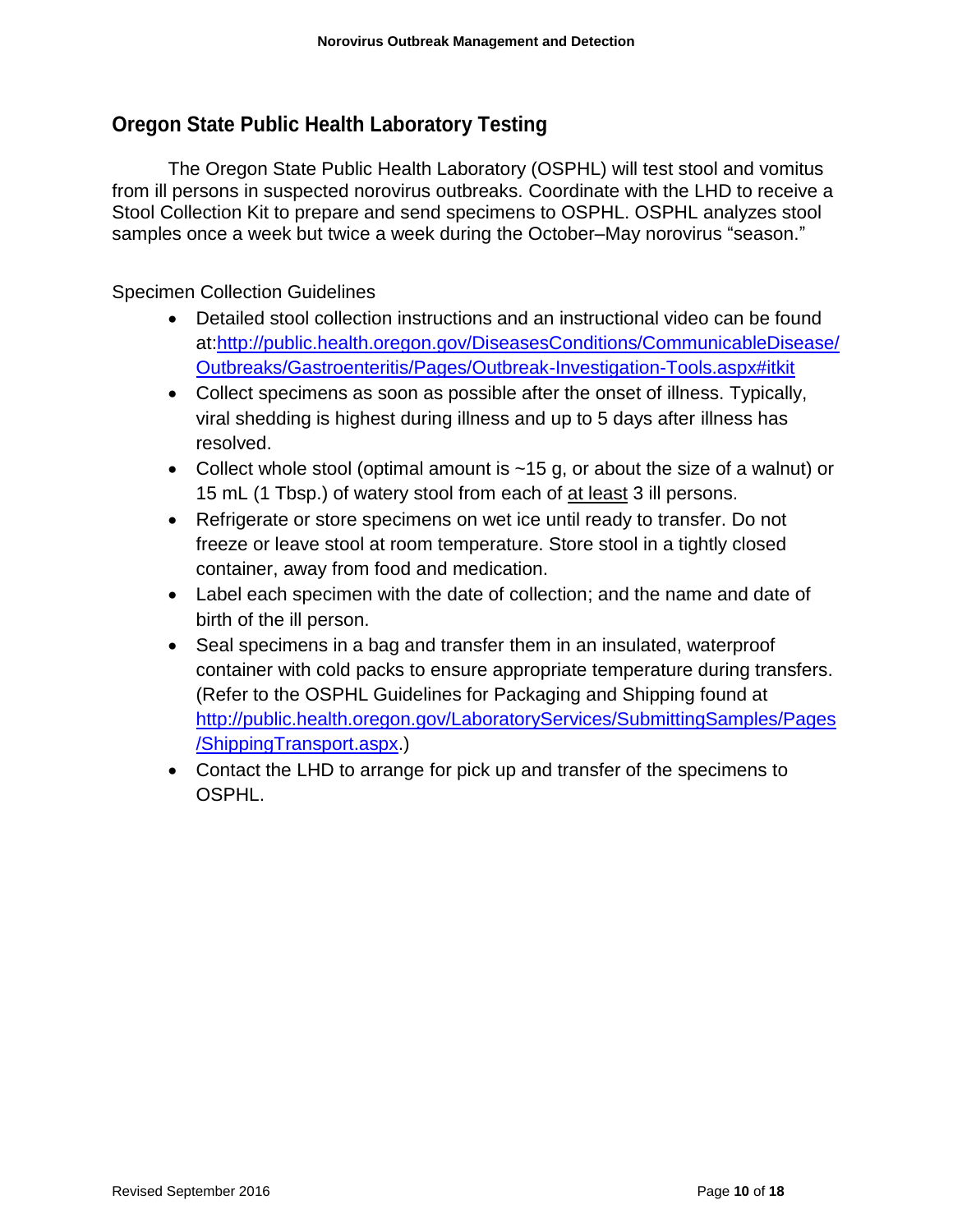## Oregon State Public Health Laboratory Testing

The Oregon State Public Health Laboratory (OSPHL) will test stool and vomitus from ill persons in suspected norovirus outbreaks. Coordinate with the LHD to receive a Stool Collection Kit to prepare and send specimens to OSPHL. OSPHL analyzes stool samples once a week but twice a week during the October–May norovirus "season."

Specimen Collection Guidelines

- Detailed stool collection instructions and an instructional video can be found at:[http://public.health.oregon.gov/DiseasesConditions/CommunicableDisease/Outbreaks/Gastroenteritis/Pages/Outbreak-Investigation-Tools.aspx#itkit](http://public.health.oregon.gov/DiseasesConditions/CommunicableDisease/Outbreaks/Gastroenteritis/Pages/Outbreak-Investigation-Tools.aspx#itkit)
- Collect specimens as soon as possible after the onset of illness. Typically, viral shedding is highest during illness and up to 5 days after illness has resolved.
- Collect whole stool (optimal amount is ~15 g, or about the size of a walnut) or 15 mL (1 Tbsp.) of watery stool from each of <u>at least</u> 3 ill persons.
- Refrigerate or store specimens on wet ice until ready to transfer. Do not freeze or leave stool at room temperature. Store stool in a tightly closed container, away from food and medication.
- Label each specimen with the date of collection; and the name and date of birth of the ill person.
- Seal specimens in a bag and transfer them in an insulated, waterproof container with cold packs to ensure appropriate temperature during transfers. (Refer to the OSPHL Guidelines for Packaging and Shipping found at [http://public.health.oregon.gov/LaboratoryServices/SubmittingSamples/Pages/ShippingTransport.aspx](http://public.health.oregon.gov/LaboratoryServices/SubmittingSamples/Pages/ShippingTransport.aspx).)
- Contact the LHD to arrange for pick up and transfer of the specimens to OSPHL.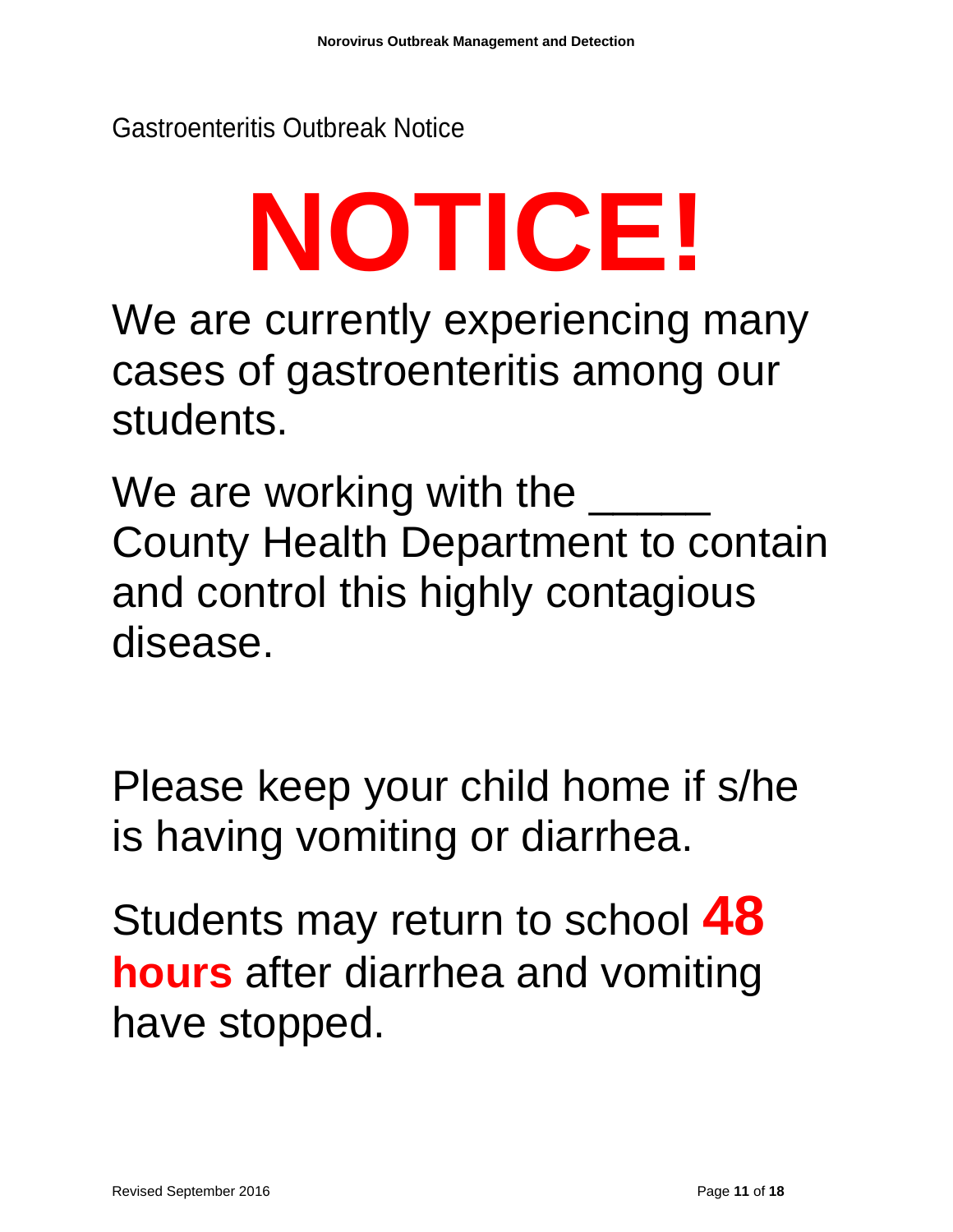Gastroenteritis Outbreak Notice

# NOTICE!

We are currently experiencing many cases of gastroenteritis among our students.

We are working with the _____ County Health Department to contain and control this highly contagious disease.

Please keep your child home if s/he is having vomiting or diarrhea.

Students may return to school **48 hours** after diarrhea and vomiting have stopped.

Revised September 2016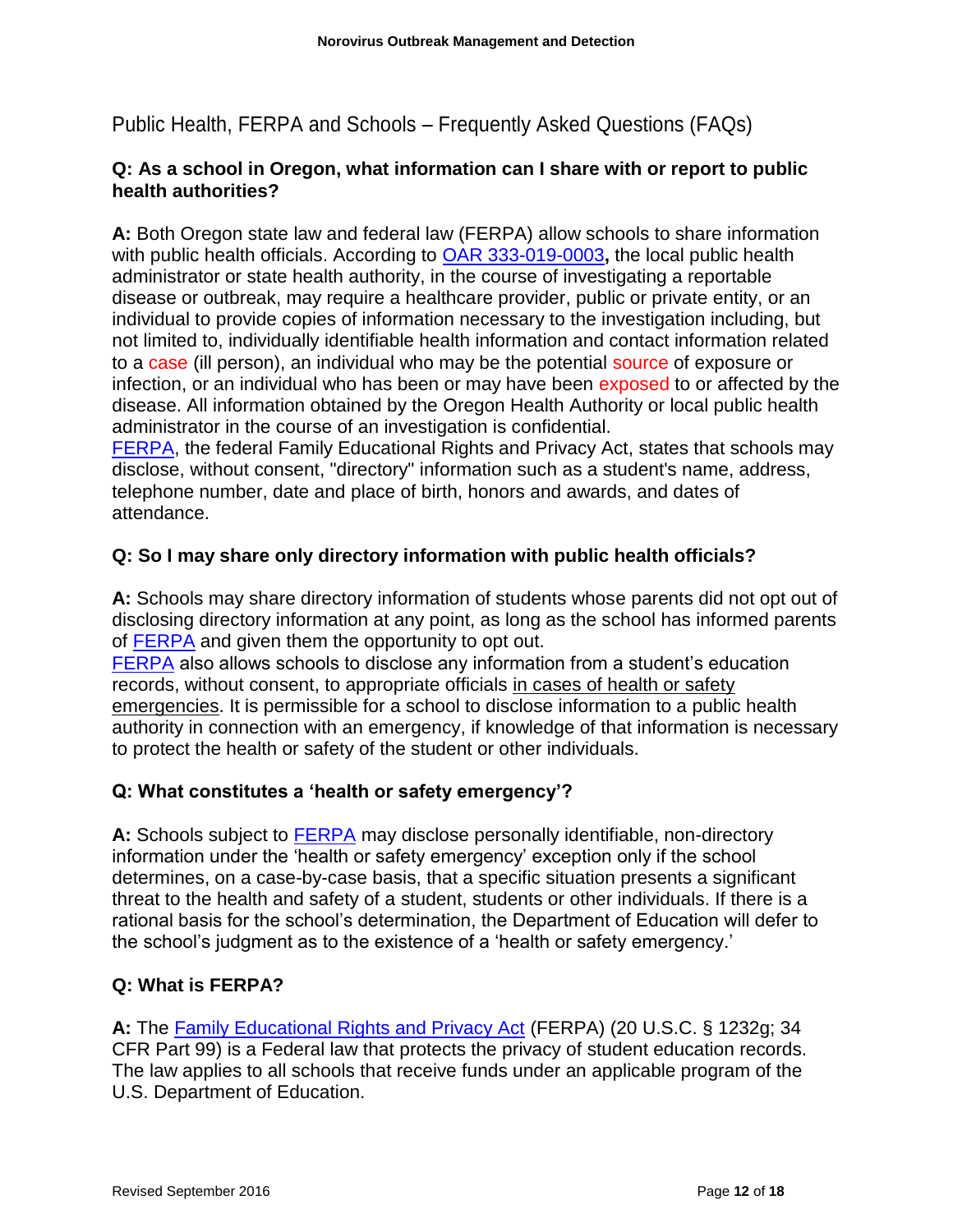## Public Health, FERPA and Schools – Frequently Asked Questions (FAQs)

### Q: As a school in Oregon, what information can I share with or report to public health authorities?

**A:** Both Oregon state law and federal law (FERPA) allow schools to share information with public health officials. According to OAR 333-019-0003**,** the local public health administrator or state health authority, in the course of investigating a reportable disease or outbreak, may require a healthcare provider, public or private entity, or an individual to provide copies of information necessary to the investigation including, but not limited to, individually identifiable health information and contact information related to a case (ill person), an individual who may be the potential source of exposure or infection, or an individual who has been or may have been exposed to or affected by the disease. All information obtained by the Oregon Health Authority or local public health administrator in the course of an investigation is confidential.

FERPA, the federal Family Educational Rights and Privacy Act, states that schools may disclose, without consent, "directory" information such as a student's name, address, telephone number, date and place of birth, honors and awards, and dates of attendance.

### Q: So I may share only directory information with public health officials?

**A:** Schools may share directory information of students whose parents did not opt out of disclosing directory information at any point, as long as the school has informed parents of FERPA and given them the opportunity to opt out.

FERPA also allows schools to disclose any information from a student's education records, without consent, to appropriate officials in cases of health or safety emergencies. It is permissible for a school to disclose information to a public health authority in connection with an emergency, if knowledge of that information is necessary to protect the health or safety of the student or other individuals.

### Q: What constitutes a 'health or safety emergency'?

**A:** Schools subject to FERPA may disclose personally identifiable, non-directory information under the 'health or safety emergency' exception only if the school determines, on a case-by-case basis, that a specific situation presents a significant threat to the health and safety of a student, students or other individuals. If there is a rational basis for the school's determination, the Department of Education will defer to the school's judgment as to the existence of a 'health or safety emergency.'

### Q: What is FERPA?

**A:** The Family Educational Rights and Privacy Act (FERPA) (20 U.S.C. § 1232g; 34 CFR Part 99) is a Federal law that protects the privacy of student education records. The law applies to all schools that receive funds under an applicable program of the U.S. Department of Education.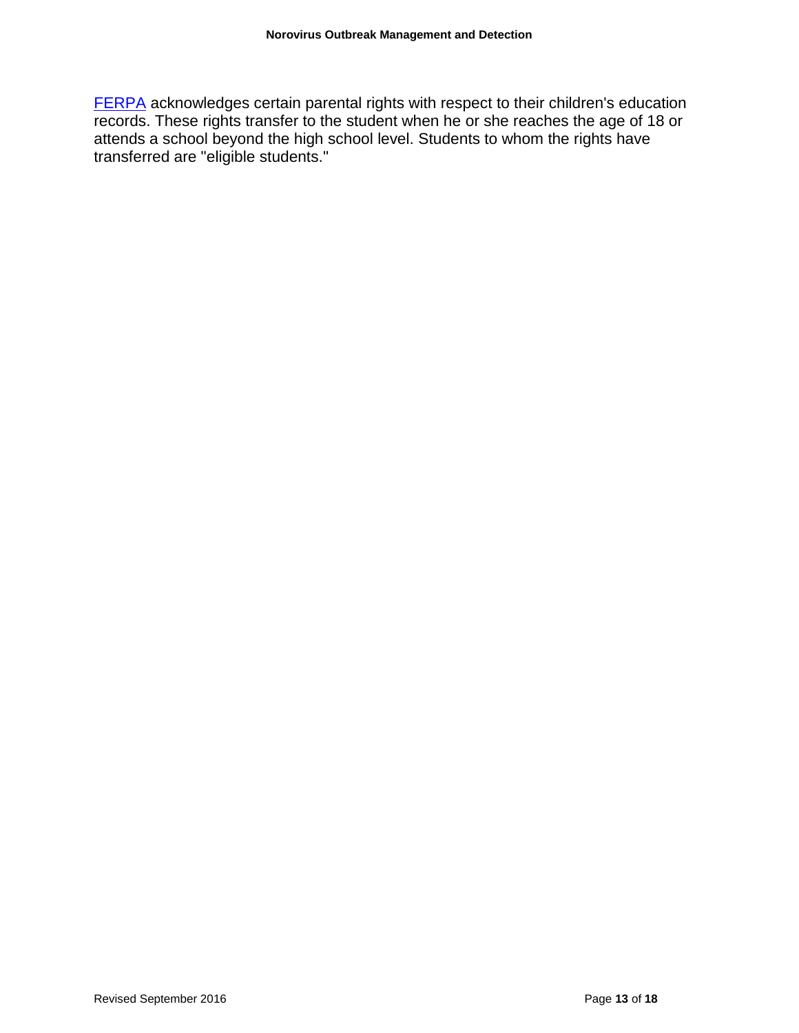[FERPA](FERPA) acknowledges certain parental rights with respect to their children's education records. These rights transfer to the student when he or she reaches the age of 18 or attends a school beyond the high school level. Students to whom the rights have transferred are "eligible students."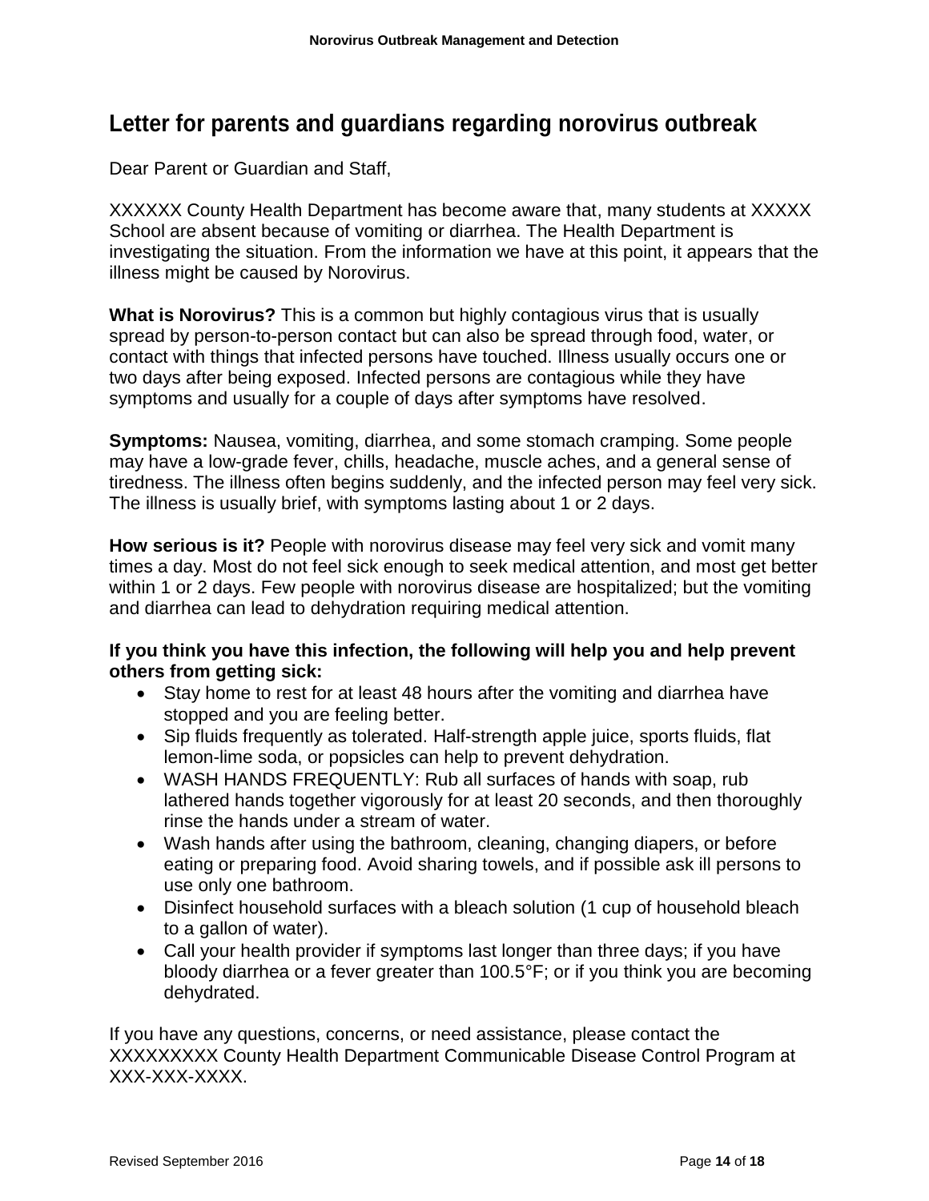## Letter for parents and guardians regarding norovirus outbreak

Dear Parent or Guardian and Staff,

XXXXXX County Health Department has become aware that, many students at XXXXX School are absent because of vomiting or diarrhea. The Health Department is investigating the situation. From the information we have at this point, it appears that the illness might be caused by Norovirus.

**What is Norovirus?** This is a common but highly contagious virus that is usually spread by person-to-person contact but can also be spread through food, water, or contact with things that infected persons have touched. Illness usually occurs one or two days after being exposed. Infected persons are contagious while they have symptoms and usually for a couple of days after symptoms have resolved.

**Symptoms:** Nausea, vomiting, diarrhea, and some stomach cramping. Some people may have a low-grade fever, chills, headache, muscle aches, and a general sense of tiredness. The illness often begins suddenly, and the infected person may feel very sick. The illness is usually brief, with symptoms lasting about 1 or 2 days.

**How serious is it?** People with norovirus disease may feel very sick and vomit many times a day. Most do not feel sick enough to seek medical attention, and most get better within 1 or 2 days. Few people with norovirus disease are hospitalized; but the vomiting and diarrhea can lead to dehydration requiring medical attention.

**If you think you have this infection, the following will help you and help prevent others from getting sick:**

- Stay home to rest for at least 48 hours after the vomiting and diarrhea have stopped and you are feeling better.
- Sip fluids frequently as tolerated. Half-strength apple juice, sports fluids, flat lemon-lime soda, or popsicles can help to prevent dehydration.
- WASH HANDS FREQUENTLY: Rub all surfaces of hands with soap, rub lathered hands together vigorously for at least 20 seconds, and then thoroughly rinse the hands under a stream of water.
- Wash hands after using the bathroom, cleaning, changing diapers, or before eating or preparing food. Avoid sharing towels, and if possible ask ill persons to use only one bathroom.
- Disinfect household surfaces with a bleach solution (1 cup of household bleach to a gallon of water).
- Call your health provider if symptoms last longer than three days; if you have bloody diarrhea or a fever greater than 100.5°F; or if you think you are becoming dehydrated.

If you have any questions, concerns, or need assistance, please contact the XXXXXXXXX County Health Department Communicable Disease Control Program at XXX-XXX-XXXX.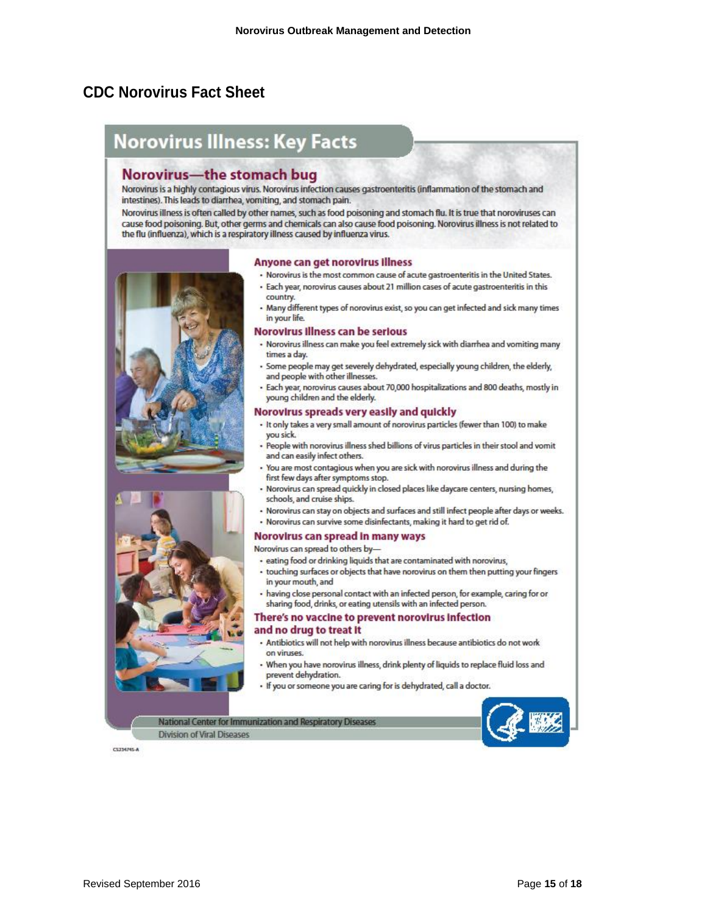## CDC Norovirus Fact Sheet

# Norovirus Illness: Key Facts

## Norovirus—the stomach bug

Norovirus is a highly contagious virus. Norovirus infection causes gastroenteritis (inflammation of the stomach and intestines). This leads to diarrhea, vomiting, and stomach pain.

Norovirus illness is often called by other names, such as food poisoning and stomach flu. It is true that noroviruses can cause food poisoning. But, other germs and chemicals can also cause food poisoning. Norovirus illness is not related to the flu (influenza), which is a respiratory illness caused by influenza virus.

### Anyone can get norovirus illness

- Norovirus is the most common cause of acute gastroenteritis in the United States.
- Each year, norovirus causes about 21 million cases of acute gastroenteritis in this country.
- Many different types of norovirus exist, so you can get infected and sick many times in your life.

### Norovirus illness can be serious

- Norovirus illness can make you feel extremely sick with diarrhea and vomiting many times a day.
- Some people may get severely dehydrated, especially young children, the elderly, and people with other illnesses.
- Each year, norovirus causes about 70,000 hospitalizations and 800 deaths, mostly in young children and the elderly.

### Norovirus spreads very easily and quickly

- It only takes a very small amount of norovirus particles (fewer than 100) to make you sick.
- People with norovirus illness shed billions of virus particles in their stool and vomit and can easily infect others.
- You are most contagious when you are sick with norovirus illness and during the first few days after symptoms stop.
- Norovirus can spread quickly in closed places like daycare centers, nursing homes, schools, and cruise ships.
- Norovirus can stay on objects and surfaces and still infect people after days or weeks.
- Norovirus can survive some disinfectants, making it hard to get rid of.

### Norovirus can spread in many ways

Norovirus can spread to others by—

- eating food or drinking liquids that are contaminated with norovirus,
- touching surfaces or objects that have norovirus on them then putting your fingers in your mouth, and
- having close personal contact with an infected person, for example, caring for or sharing food, drinks, or eating utensils with an infected person.

### There's no vaccine to prevent norovirus infection and no drug to treat it

- Antibiotics will not help with norovirus illness because antibiotics do not work on viruses.
- When you have norovirus illness, drink plenty of liquids to replace fluid loss and prevent dehydration.
- If you or someone you are caring for is dehydrated, call a doctor.

National Center for Immunization and Respiratory Diseases
Division of Viral Diseases

CS234745-A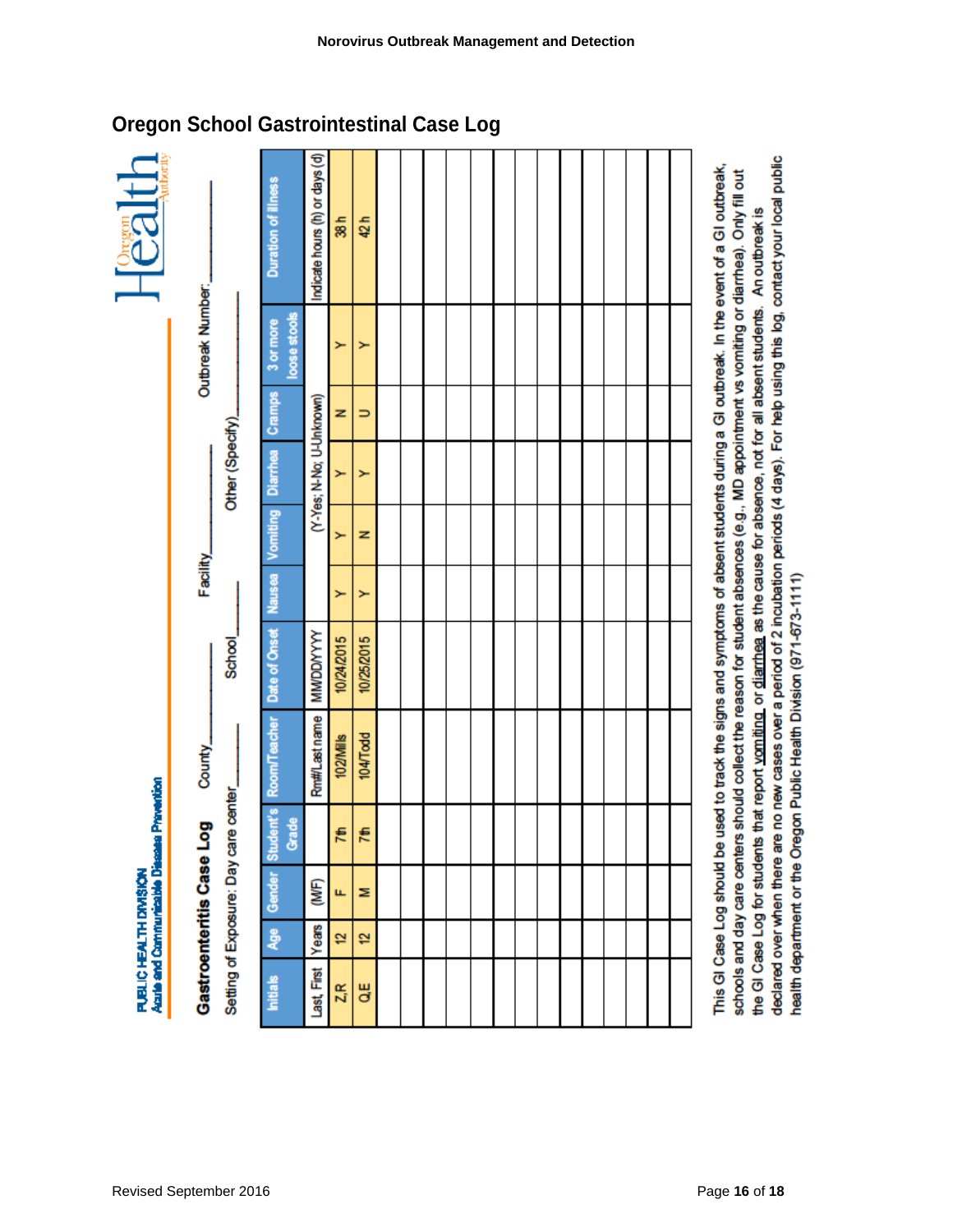## Oregon School Gastrointestinal Case Log

PUBLIC HEALTH DIVISION
Acute and Communicable Disease Prevention

Oregon Health Authority

**Gastroenteritis Case Log** County________ School________ Facility________ Outbreak Number:________

Setting of Exposure: Day care center________ Other (Specify)________

| Initials | Age | Gender | Student's Grade | Room/Teacher | Date of Onset | Nausea | Vomiting | Diarrhea | Cramps | 3 or more loose stools | Duration of Illness |
|---|---|---|---|---|---|---|---|---|---|---|---|
| Last, First | Years | (M/F) | | Rm#/Last name | MM/DD/YYYY | | (Y-Yes; N-No; U-Unknown) | | | | Indicate hours (h) or days (d) |
| Z,R | 12 | F | 7th | 102/Mills | 10/24/2015 | Y | Y | Y | N | Y | 38 h |
| Q,E | 12 | M | 7th | 104/Todd | 10/25/2015 | Y | N | Y | U | Y | 42 h |
| | | | | | | | | | | | |
| | | | | | | | | | | | |
| | | | | | | | | | | | |
| | | | | | | | | | | | |
| | | | | | | | | | | | |
| | | | | | | | | | | | |
| | | | | | | | | | | | |
| | | | | | | | | | | | |
| | | | | | | | | | | | |
| | | | | | | | | | | | |
| | | | | | | | | | | | |
| | | | | | | | | | | | |
| | | | | | | | | | | | |

This GI Case Log should be used to track the signs and symptoms of absent students during a GI outbreak. In the event of a GI outbreak, schools and day care centers should collect the reason for student absences (e.g., MD appointment vs vomiting or diarrhea). Only fill out the GI Case Log for students that report vomiting or diarrhea as the cause for absence, not for all absent students. An outbreak is declared over when there are no new cases over a period of 2 incubation periods (4 days). For help using this log, contact your local public health department or the Oregon Public Health Division (971-673-1111)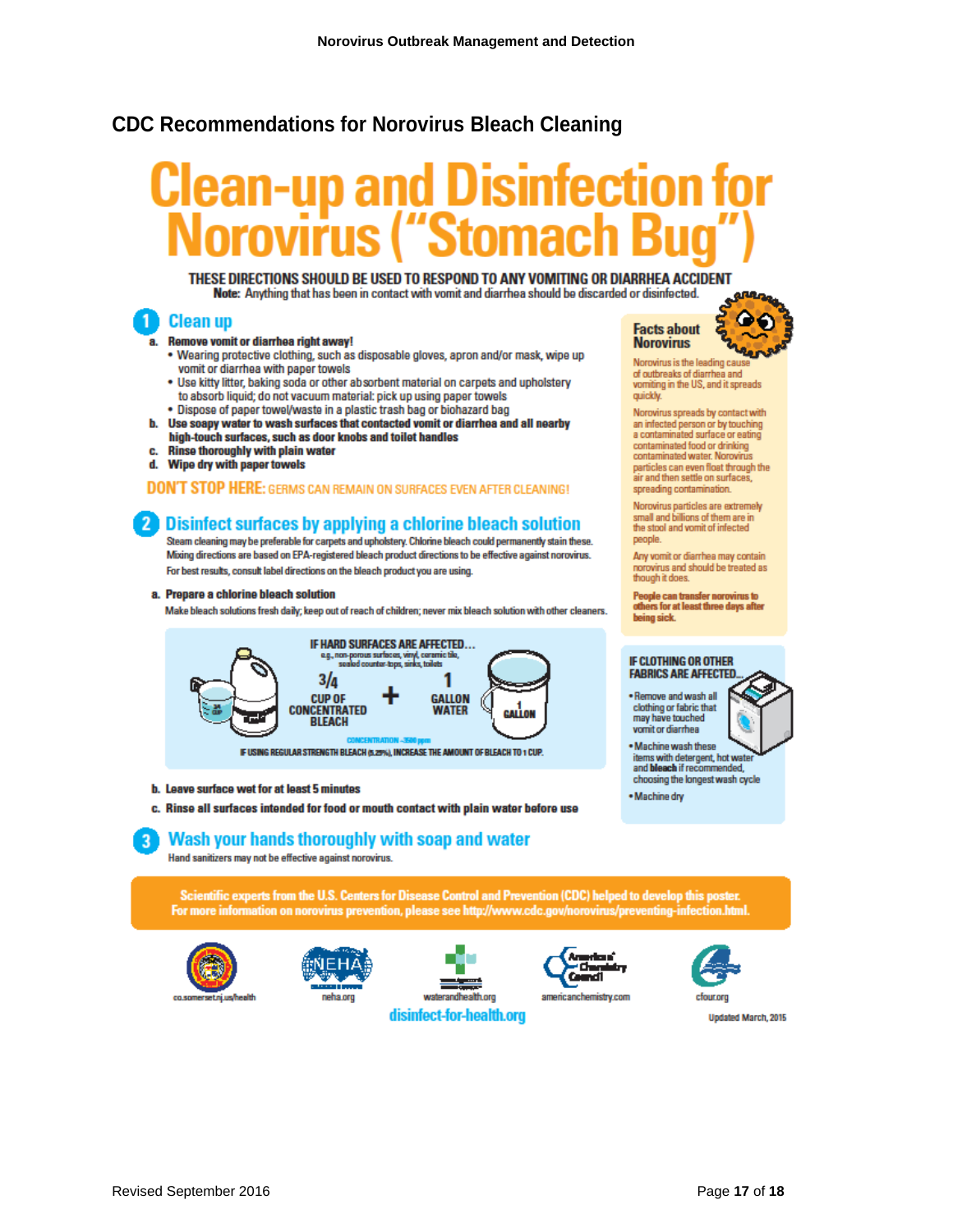## CDC Recommendations for Norovirus Bleach Cleaning

# Clean-up and Disinfection for Norovirus ("Stomach Bug")

**THESE DIRECTIONS SHOULD BE USED TO RESPOND TO ANY VOMITING OR DIARRHEA ACCIDENT**

**Note:** Anything that has been in contact with vomit and diarrhea should be discarded or disinfected.

### 1 Clean up

a. **Remove vomit or diarrhea right away!**
   - Wearing protective clothing, such as disposable gloves, apron and/or mask, wipe up vomit or diarrhea with paper towels
   - Use kitty litter, baking soda or other absorbent material on carpets and upholstery to absorb liquid; do not vacuum material: pick up using paper towels
   - Dispose of paper towel/waste in a plastic trash bag or biohazard bag

b. **Use soapy water to wash surfaces that contacted vomit or diarrhea and all nearby high-touch surfaces, such as door knobs and toilet handles**

c. **Rinse thoroughly with plain water**

d. **Wipe dry with paper towels**

**DON'T STOP HERE:** GERMS CAN REMAIN ON SURFACES EVEN AFTER CLEANING!

### 2 Disinfect surfaces by applying a chlorine bleach solution

Steam cleaning may be preferable for carpets and upholstery. Chlorine bleach could permanently stain these. Mixing directions are based on EPA-registered bleach product directions to be effective against norovirus. For best results, consult label directions on the bleach product you are using.

a. **Prepare a chlorine bleach solution**

Make bleach solutions fresh daily; keep out of reach of children; never mix bleach solution with other cleaners.

**IF HARD SURFACES ARE AFFECTED...**
e.g., non-porous surfaces, vinyl, ceramic tile, sealed counter-tops, sinks, toilets

**3/4 CUP OF CONCENTRATED BLEACH + 1 GALLON WATER**

CONCENTRATION ~3500 ppm

IF USING REGULAR STRENGTH BLEACH (5.25%), INCREASE THE AMOUNT OF BLEACH TO 1 CUP.

b. **Leave surface wet for at least 5 minutes**

c. **Rinse all surfaces intended for food or mouth contact with plain water before use**

### 3 Wash your hands thoroughly with soap and water

Hand sanitizers may not be effective against norovirus.

#### Facts about Norovirus

Norovirus is the leading cause of outbreaks of diarrhea and vomiting in the US, and it spreads quickly.

Norovirus spreads by contact with an infected person or by touching a contaminated surface or eating contaminated food or drinking contaminated water. Norovirus particles can even float through the air and then settle on surfaces, spreading contamination.

Norovirus particles are extremely small and billions of them are in the stool and vomit of infected people.

Any vomit or diarrhea may contain norovirus and should be treated as though it does.

**People can transfer norovirus to others for at least three days after being sick.**

#### IF CLOTHING OR OTHER FABRICS ARE AFFECTED...

- Remove and wash all clothing or fabric that may have touched vomit or diarrhea
- Machine wash these items with detergent, hot water and **bleach** if recommended, choosing the longest wash cycle
- Machine dry

**Scientific experts from the U.S. Centers for Disease Control and Prevention (CDC) helped to develop this poster. For more information on norovirus prevention, please see http://www.cdc.gov/norovirus/preventing-infection.html.**

co.somerset.nj.us/health | neha.org | waterandhealth.org | americanchemistry.com | cfour.org

disinfect-for-health.org

Updated March, 2015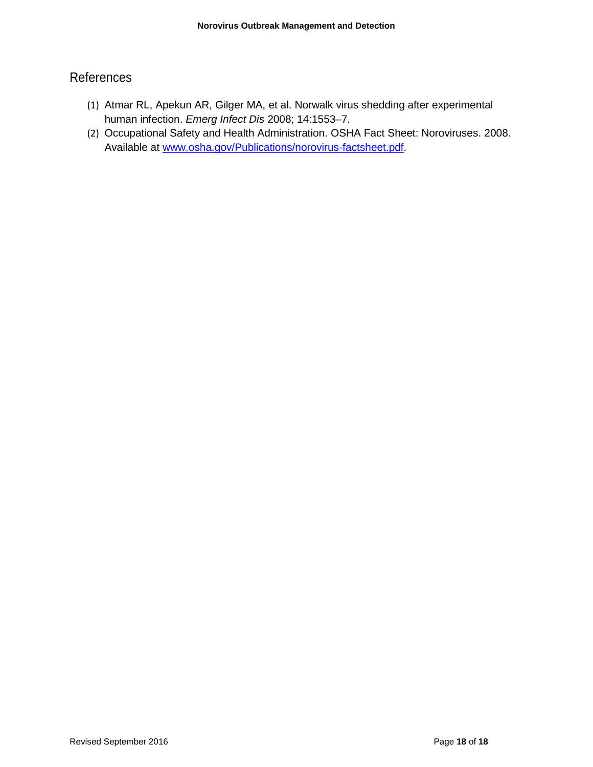## References

(1) Atmar RL, Apekun AR, Gilger MA, et al. Norwalk virus shedding after experimental human infection. *Emerg Infect Dis* 2008; 14:1553–7.

(2) Occupational Safety and Health Administration. OSHA Fact Sheet: Noroviruses. 2008. Available at [www.osha.gov/Publications/norovirus-factsheet.pdf](www.osha.gov/Publications/norovirus-factsheet.pdf).